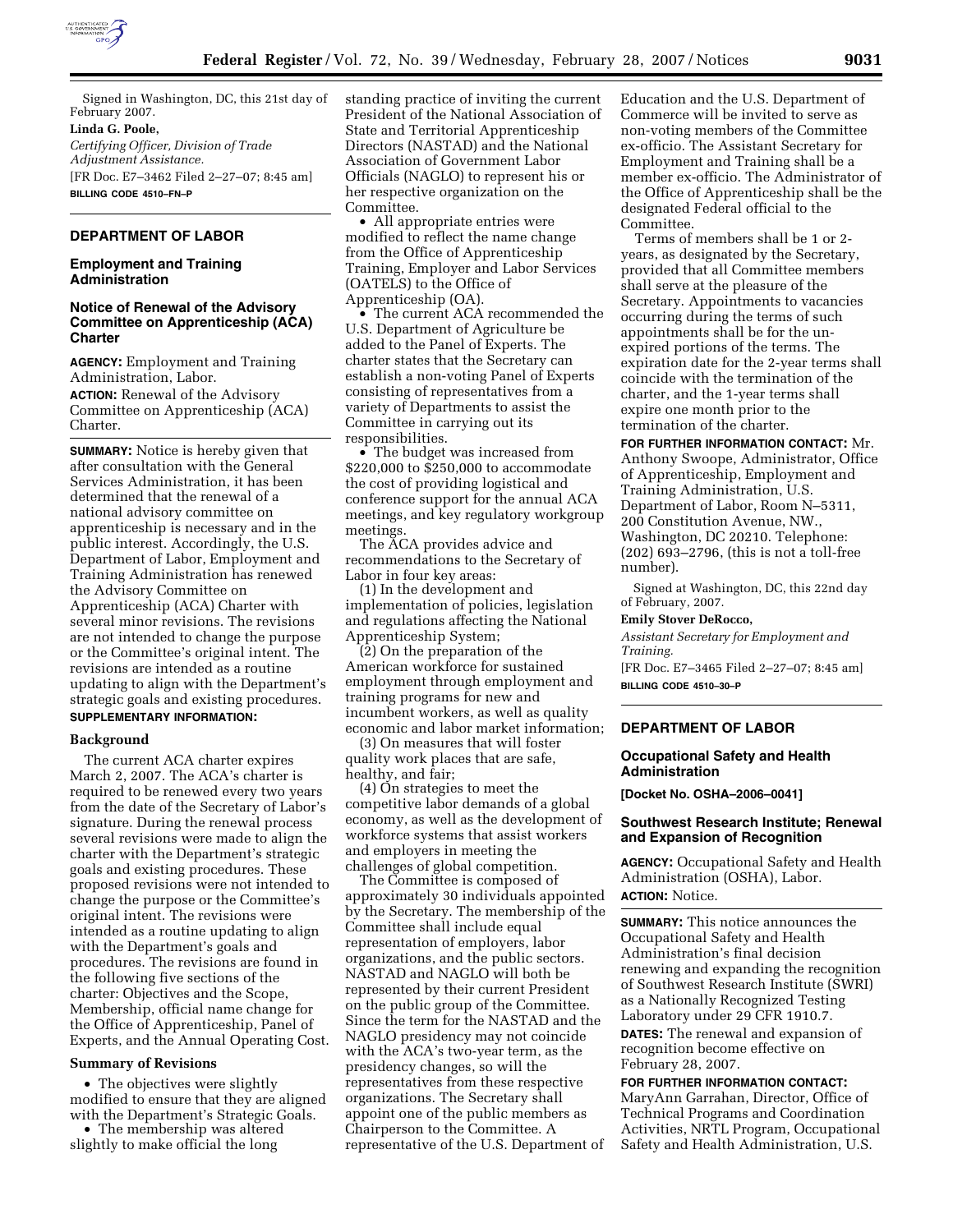Signed in Washington, DC, this 21st day of February 2007.

**Linda G. Poole,**

*Certifying Officer, Division of Trade Adjustment Assistance.*

[FR Doc. E7–3462 Filed 2–27–07; 8:45 am]

**BILLING CODE 4510–FN–P**

## DEPARTMENT OF LABOR

### Employment and Training Administration

### Notice of Renewal of the Advisory Committee on Apprenticeship (ACA) Charter

**AGENCY:** Employment and Training Administration, Labor.

**ACTION:** Renewal of the Advisory Committee on Apprenticeship (ACA) Charter.

**SUMMARY:** Notice is hereby given that after consultation with the General Services Administration, it has been determined that the renewal of a national advisory committee on apprenticeship is necessary and in the public interest. Accordingly, the U.S. Department of Labor, Employment and Training Administration has renewed the Advisory Committee on Apprenticeship (ACA) Charter with several minor revisions. The revisions are not intended to change the purpose or the Committee's original intent. The revisions are intended as a routine updating to align with the Department's strategic goals and existing procedures.

**SUPPLEMENTARY INFORMATION:**

#### Background

The current ACA charter expires March 2, 2007. The ACA's charter is required to be renewed every two years from the date of the Secretary of Labor's signature. During the renewal process several revisions were made to align the charter with the Department's strategic goals and existing procedures. These proposed revisions were not intended to change the purpose or the Committee's original intent. The revisions were intended as a routine updating to align with the Department's goals and procedures. The revisions are found in the following five sections of the charter: Objectives and the Scope, Membership, official name change for the Office of Apprenticeship, Panel of Experts, and the Annual Operating Cost.

#### Summary of Revisions

- The objectives were slightly modified to ensure that they are aligned with the Department's Strategic Goals.
- The membership was altered slightly to make official the long standing practice of inviting the current President of the National Association of State and Territorial Apprenticeship Directors (NASTAD) and the National Association of Government Labor Officials (NAGLO) to represent his or her respective organization on the Committee.
- All appropriate entries were modified to reflect the name change from the Office of Apprenticeship Training, Employer and Labor Services (OATELS) to the Office of Apprenticeship (OA).
- The current ACA recommended the U.S. Department of Agriculture be added to the Panel of Experts. The charter states that the Secretary can establish a non-voting Panel of Experts consisting of representatives from a variety of Departments to assist the Committee in carrying out its responsibilities.
- The budget was increased from $220,000 to $250,000 to accommodate the cost of providing logistical and conference support for the annual ACA meetings, and key regulatory workgroup meetings.

The ACA provides advice and recommendations to the Secretary of Labor in four key areas:

(1) In the development and implementation of policies, legislation and regulations affecting the National Apprenticeship System;

(2) On the preparation of the American workforce for sustained employment through employment and training programs for new and incumbent workers, as well as quality economic and labor market information;

(3) On measures that will foster quality work places that are safe, healthy, and fair;

(4) On strategies to meet the competitive labor demands of a global economy, as well as the development of workforce systems that assist workers and employers in meeting the challenges of global competition.

The Committee is composed of approximately 30 individuals appointed by the Secretary. The membership of the Committee shall include equal representation of employers, labor organizations, and the public sectors. NASTAD and NAGLO will both be represented by their current President on the public group of the Committee. Since the term for the NASTAD and the NAGLO presidency may not coincide with the ACA's two-year term, as the presidency changes, so will the representatives from these respective organizations. The Secretary shall appoint one of the public members as Chairperson to the Committee. A representative of the U.S. Department of Education and the U.S. Department of Commerce will be invited to serve as non-voting members of the Committee ex-officio. The Assistant Secretary for Employment and Training shall be a member ex-officio. The Administrator of the Office of Apprenticeship shall be the designated Federal official to the Committee.

Terms of members shall be 1 or 2-years, as designated by the Secretary, provided that all Committee members shall serve at the pleasure of the Secretary. Appointments to vacancies occurring during the terms of such appointments shall be for the un-expired portions of the terms. The expiration date for the 2-year terms shall coincide with the termination of the charter, and the 1-year terms shall expire one month prior to the termination of the charter.

**FOR FURTHER INFORMATION CONTACT:** Mr. Anthony Swoope, Administrator, Office of Apprenticeship, Employment and Training Administration, U.S. Department of Labor, Room N–5311, 200 Constitution Avenue, NW., Washington, DC 20210. Telephone: (202) 693–2796, (this is not a toll-free number).

Signed at Washington, DC, this 22nd day of February, 2007.

**Emily Stover DeRocco,**

*Assistant Secretary for Employment and Training.*

[FR Doc. E7–3465 Filed 2–27–07; 8:45 am]

**BILLING CODE 4510–30–P**

## DEPARTMENT OF LABOR

### Occupational Safety and Health Administration

**[Docket No. OSHA–2006–0041]**

### Southwest Research Institute; Renewal and Expansion of Recognition

**AGENCY:** Occupational Safety and Health Administration (OSHA), Labor.

**ACTION:** Notice.

**SUMMARY:** This notice announces the Occupational Safety and Health Administration's final decision renewing and expanding the recognition of Southwest Research Institute (SWRI) as a Nationally Recognized Testing Laboratory under 29 CFR 1910.7.

**DATES:** The renewal and expansion of recognition become effective on February 28, 2007.

**FOR FURTHER INFORMATION CONTACT:** MaryAnn Garrahan, Director, Office of Technical Programs and Coordination Activities, NRTL Program, Occupational Safety and Health Administration, U.S.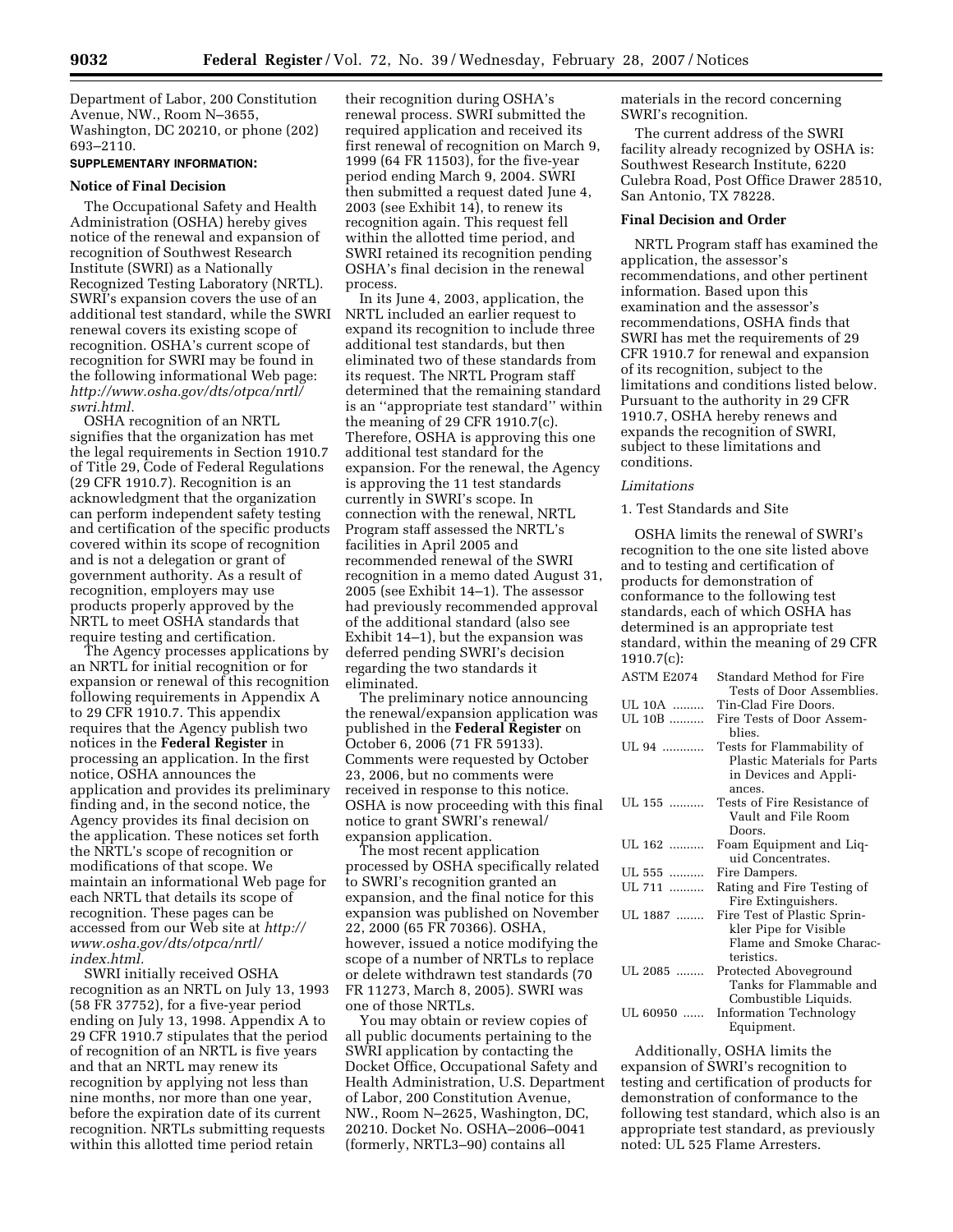Department of Labor, 200 Constitution Avenue, NW., Room N–3655, Washington, DC 20210, or phone (202) 693–2110.

**SUPPLEMENTARY INFORMATION:**

**Notice of Final Decision**

The Occupational Safety and Health Administration (OSHA) hereby gives notice of the renewal and expansion of recognition of Southwest Research Institute (SWRI) as a Nationally Recognized Testing Laboratory (NRTL). SWRI's expansion covers the use of an additional test standard, while the SWRI renewal covers its existing scope of recognition. OSHA's current scope of recognition for SWRI may be found in the following informational Web page: *http://www.osha.gov/dts/otpca/nrtl/swri.html.*

OSHA recognition of an NRTL signifies that the organization has met the legal requirements in Section 1910.7 of Title 29, Code of Federal Regulations (29 CFR 1910.7). Recognition is an acknowledgment that the organization can perform independent safety testing and certification of the specific products covered within its scope of recognition and is not a delegation or grant of government authority. As a result of recognition, employers may use products properly approved by the NRTL to meet OSHA standards that require testing and certification.

The Agency processes applications by an NRTL for initial recognition or for expansion or renewal of this recognition following requirements in Appendix A to 29 CFR 1910.7. This appendix requires that the Agency publish two notices in the **Federal Register** in processing an application. In the first notice, OSHA announces the application and provides its preliminary finding and, in the second notice, the Agency provides its final decision on the application. These notices set forth the NRTL's scope of recognition or modifications of that scope. We maintain an informational Web page for each NRTL that details its scope of recognition. These pages can be accessed from our Web site at *http://www.osha.gov/dts/otpca/nrtl/index.html.*

SWRI initially received OSHA recognition as an NRTL on July 13, 1993 (58 FR 37752), for a five-year period ending on July 13, 1998. Appendix A to 29 CFR 1910.7 stipulates that the period of recognition of an NRTL is five years and that an NRTL may renew its recognition by applying not less than nine months, nor more than one year, before the expiration date of its current recognition. NRTLs submitting requests within this allotted time period retain their recognition during OSHA's renewal process. SWRI submitted the required application and received its first renewal of recognition on March 9, 1999 (64 FR 11503), for the five-year period ending March 9, 2004. SWRI then submitted a request dated June 4, 2003 (see Exhibit 14), to renew its recognition again. This request fell within the allotted time period, and SWRI retained its recognition pending OSHA's final decision in the renewal process.

In its June 4, 2003, application, the NRTL included an earlier request to expand its recognition to include three additional test standards, but then eliminated two of these standards from its request. The NRTL Program staff determined that the remaining standard is an "appropriate test standard" within the meaning of 29 CFR 1910.7(c). Therefore, OSHA is approving this one additional test standard for the expansion. For the renewal, the Agency is approving the 11 test standards currently in SWRI's scope. In connection with the renewal, NRTL Program staff assessed the NRTL's facilities in April 2005 and recommended renewal of the SWRI recognition in a memo dated August 31, 2005 (see Exhibit 14–1). The assessor had previously recommended approval of the additional standard (also see Exhibit 14–1), but the expansion was deferred pending SWRI's decision regarding the two standards it eliminated.

The preliminary notice announcing the renewal/expansion application was published in the **Federal Register** on October 6, 2006 (71 FR 59133). Comments were requested by October 23, 2006, but no comments were received in response to this notice. OSHA is now proceeding with this final notice to grant SWRI's renewal/expansion application.

The most recent application processed by OSHA specifically related to SWRI's recognition granted an expansion, and the final notice for this expansion was published on November 22, 2000 (65 FR 70366). OSHA, however, issued a notice modifying the scope of a number of NRTLs to replace or delete withdrawn test standards (70 FR 11273, March 8, 2005). SWRI was one of those NRTLs.

You may obtain or review copies of all public documents pertaining to the SWRI application by contacting the Docket Office, Occupational Safety and Health Administration, U.S. Department of Labor, 200 Constitution Avenue, NW., Room N–2625, Washington, DC, 20210. Docket No. OSHA–2006–0041 (formerly, NRTL3–90) contains all materials in the record concerning SWRI's recognition.

The current address of the SWRI facility already recognized by OSHA is: Southwest Research Institute, 6220 Culebra Road, Post Office Drawer 28510, San Antonio, TX 78228.

**Final Decision and Order**

NRTL Program staff has examined the application, the assessor's recommendations, and other pertinent information. Based upon this examination and the assessor's recommendations, OSHA finds that SWRI has met the requirements of 29 CFR 1910.7 for renewal and expansion of its recognition, subject to the limitations and conditions listed below. Pursuant to the authority in 29 CFR 1910.7, OSHA hereby renews and expands the recognition of SWRI, subject to these limitations and conditions.

*Limitations*

1. Test Standards and Site

OSHA limits the renewal of SWRI's recognition to the one site listed above and to testing and certification of products for demonstration of conformance to the following test standards, each of which OSHA has determined is an appropriate test standard, within the meaning of 29 CFR 1910.7(c):

| | |
|---|---|
| ASTM E2074 | Standard Method for Fire Tests of Door Assemblies. |
| UL 10A | Tin-Clad Fire Doors. |
| UL 10B | Fire Tests of Door Assemblies. |
| UL 94 | Tests for Flammability of Plastic Materials for Parts in Devices and Appliances. |
| UL 155 | Tests of Fire Resistance of Vault and File Room Doors. |
| UL 162 | Foam Equipment and Liquid Concentrates. |
| UL 555 | Fire Dampers. |
| UL 711 | Rating and Fire Testing of Fire Extinguishers. |
| UL 1887 | Fire Test of Plastic Sprinkler Pipe for Visible Flame and Smoke Characteristics. |
| UL 2085 | Protected Aboveground Tanks for Flammable and Combustible Liquids. |
| UL 60950 | Information Technology Equipment. |

Additionally, OSHA limits the expansion of SWRI's recognition to testing and certification of products for demonstration of conformance to the following test standard, which also is an appropriate test standard, as previously noted: UL 525 Flame Arresters.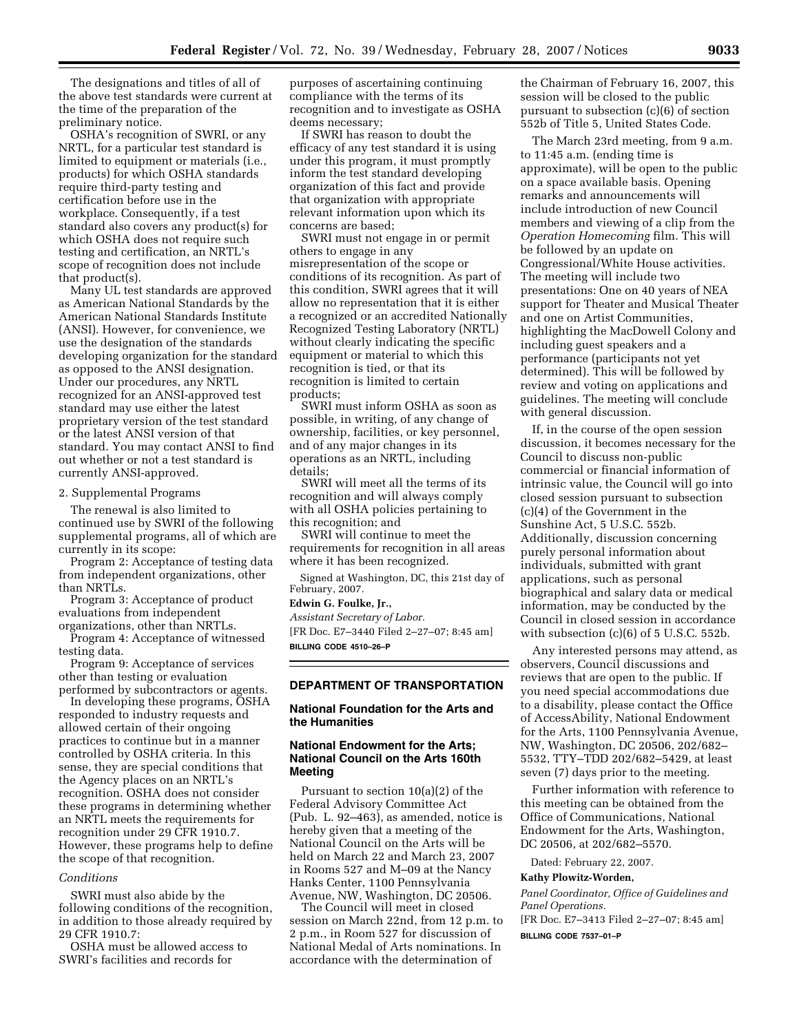The designations and titles of all of the above test standards were current at the time of the preparation of the preliminary notice.

OSHA's recognition of SWRI, or any NRTL, for a particular test standard is limited to equipment or materials (i.e., products) for which OSHA standards require third-party testing and certification before use in the workplace. Consequently, if a test standard also covers any product(s) for which OSHA does not require such testing and certification, an NRTL's scope of recognition does not include that product(s).

Many UL test standards are approved as American National Standards by the American National Standards Institute (ANSI). However, for convenience, we use the designation of the standards developing organization for the standard as opposed to the ANSI designation. Under our procedures, any NRTL recognized for an ANSI-approved test standard may use either the latest proprietary version of the test standard or the latest ANSI version of that standard. You may contact ANSI to find out whether or not a test standard is currently ANSI-approved.

2. Supplemental Programs

The renewal is also limited to continued use by SWRI of the following supplemental programs, all of which are currently in its scope:

Program 2: Acceptance of testing data from independent organizations, other than NRTLs.

Program 3: Acceptance of product evaluations from independent organizations, other than NRTLs.

Program 4: Acceptance of witnessed testing data.

Program 9: Acceptance of services other than testing or evaluation performed by subcontractors or agents.

In developing these programs, OSHA responded to industry requests and allowed certain of their ongoing practices to continue but in a manner controlled by OSHA criteria. In this sense, they are special conditions that the Agency places on an NRTL's recognition. OSHA does not consider these programs in determining whether an NRTL meets the requirements for recognition under 29 CFR 1910.7. However, these programs help to define the scope of that recognition.

*Conditions*

SWRI must also abide by the following conditions of the recognition, in addition to those already required by 29 CFR 1910.7:

OSHA must be allowed access to SWRI's facilities and records for purposes of ascertaining continuing compliance with the terms of its recognition and to investigate as OSHA deems necessary;

If SWRI has reason to doubt the efficacy of any test standard it is using under this program, it must promptly inform the test standard developing organization of this fact and provide that organization with appropriate relevant information upon which its concerns are based;

SWRI must not engage in or permit others to engage in any misrepresentation of the scope or conditions of its recognition. As part of this condition, SWRI agrees that it will allow no representation that it is either a recognized or an accredited Nationally Recognized Testing Laboratory (NRTL) without clearly indicating the specific equipment or material to which this recognition is tied, or that its recognition is limited to certain products;

SWRI must inform OSHA as soon as possible, in writing, of any change of ownership, facilities, or key personnel, and of any major changes in its operations as an NRTL, including details;

SWRI will meet all the terms of its recognition and will always comply with all OSHA policies pertaining to this recognition; and

SWRI will continue to meet the requirements for recognition in all areas where it has been recognized.

Signed at Washington, DC, this 21st day of February, 2007.

**Edwin G. Foulke, Jr.,**

*Assistant Secretary of Labor.*

[FR Doc. E7–3440 Filed 2–27–07; 8:45 am]

**BILLING CODE 4510–26–P**

## DEPARTMENT OF TRANSPORTATION

### National Foundation for the Arts and the Humanities

### National Endowment for the Arts; National Council on the Arts 160th Meeting

Pursuant to section 10(a)(2) of the Federal Advisory Committee Act (Pub. L. 92–463), as amended, notice is hereby given that a meeting of the National Council on the Arts will be held on March 22 and March 23, 2007 in Rooms 527 and M–09 at the Nancy Hanks Center, 1100 Pennsylvania Avenue, NW, Washington, DC 20506.

The Council will meet in closed session on March 22nd, from 12 p.m. to 2 p.m., in Room 527 for discussion of National Medal of Arts nominations. In accordance with the determination of the Chairman of February 16, 2007, this session will be closed to the public pursuant to subsection (c)(6) of section 552b of Title 5, United States Code.

The March 23rd meeting, from 9 a.m. to 11:45 a.m. (ending time is approximate), will be open to the public on a space available basis. Opening remarks and announcements will include introduction of new Council members and viewing of a clip from the *Operation Homecoming* film. This will be followed by an update on Congressional/White House activities. The meeting will include two presentations: One on 40 years of NEA support for Theater and Musical Theater and one on Artist Communities, highlighting the MacDowell Colony and including guest speakers and a performance (participants not yet determined). This will be followed by review and voting on applications and guidelines. The meeting will conclude with general discussion.

If, in the course of the open session discussion, it becomes necessary for the Council to discuss non-public commercial or financial information of intrinsic value, the Council will go into closed session pursuant to subsection (c)(4) of the Government in the Sunshine Act, 5 U.S.C. 552b. Additionally, discussion concerning purely personal information about individuals, submitted with grant applications, such as personal biographical and salary data or medical information, may be conducted by the Council in closed session in accordance with subsection (c)(6) of 5 U.S.C. 552b.

Any interested persons may attend, as observers, Council discussions and reviews that are open to the public. If you need special accommodations due to a disability, please contact the Office of AccessAbility, National Endowment for the Arts, 1100 Pennsylvania Avenue, NW, Washington, DC 20506, 202/682–5532, TTY–TDD 202/682–5429, at least seven (7) days prior to the meeting.

Further information with reference to this meeting can be obtained from the Office of Communications, National Endowment for the Arts, Washington, DC 20506, at 202/682–5570.

Dated: February 22, 2007.

**Kathy Plowitz-Worden,**

*Panel Coordinator, Office of Guidelines and Panel Operations.*

[FR Doc. E7–3413 Filed 2–27–07; 8:45 am]

**BILLING CODE 7537–01–P**